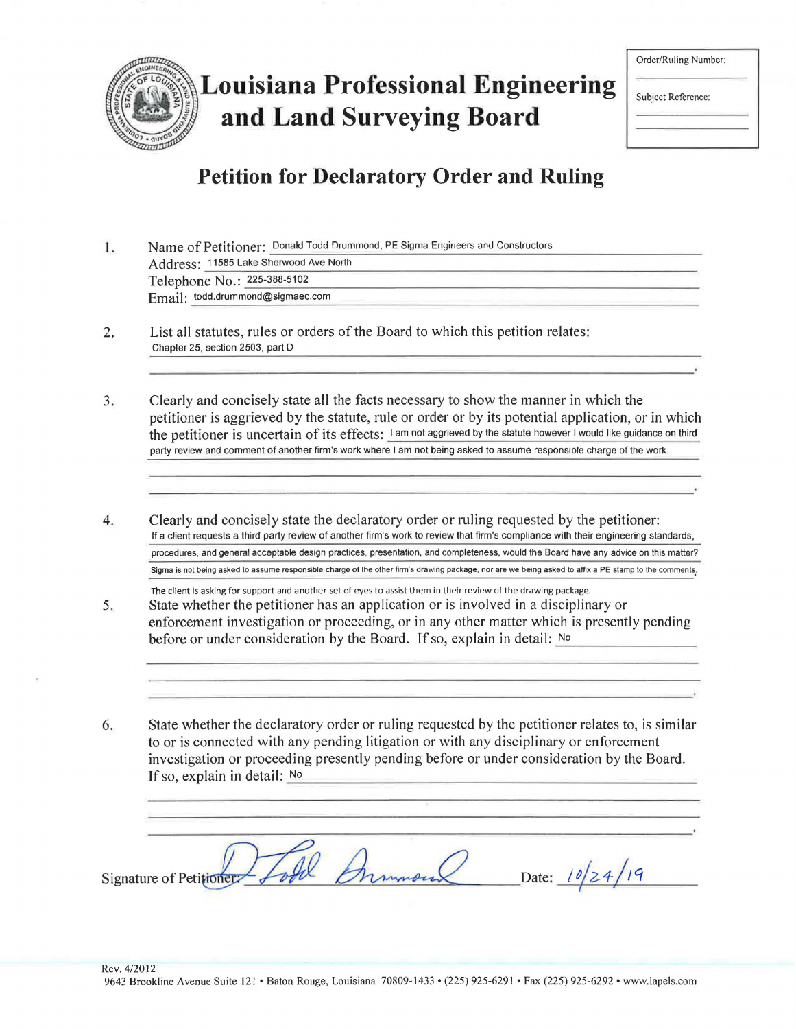# Louisiana Professional Engineering and Land Surveying Board

Order/Ruling Number:

Subject Reference:

## Petition for Declaratory Order and Ruling

1. Name of Petitioner: Donald Todd Drummond, PE Sigma Engineers and Constructors
   Address: 11585 Lake Sherwood Ave North
   Telephone No.: 225-388-5102
   Email: todd.drummond@sigmaec.com

2. List all statutes, rules or orders of the Board to which this petition relates: Chapter 25, section 2503, part D

3. Clearly and concisely state all the facts necessary to show the manner in which the petitioner is aggrieved by the statute, rule or order or by its potential application, or in which the petitioner is uncertain of its effects: I am not aggrieved by the statute however I would like guidance on third party review and comment of another firm's work where I am not being asked to assume responsible charge of the work.

4. Clearly and concisely state the declaratory order or ruling requested by the petitioner: If a client requests a third party review of another firm's work to review that firm's compliance with their engineering standards, procedures, and general acceptable design practices, presentation, and completeness, would the Board have any advice on this matter? Sigma is not being asked to assume responsible charge of the other firm's drawing package, nor are we being asked to affix a PE stamp to the comments. The client is asking for support and another set of eyes to assist them in their review of the drawing package.

5. State whether the petitioner has an application or is involved in a disciplinary or enforcement investigation or proceeding, or in any other matter which is presently pending before or under consideration by the Board. If so, explain in detail: No

6. State whether the declaratory order or ruling requested by the petitioner relates to, is similar to or is connected with any pending litigation or with any disciplinary or enforcement investigation or proceeding presently pending before or under consideration by the Board. If so, explain in detail: No

Signature of Petitioner: D Todd Drummond    Date: 10/24/19

Rev. 4/2012
9643 Brookline Avenue Suite 121 • Baton Rouge, Louisiana 70809-1433 • (225) 925-6291 • Fax (225) 925-6292 • www.lapels.com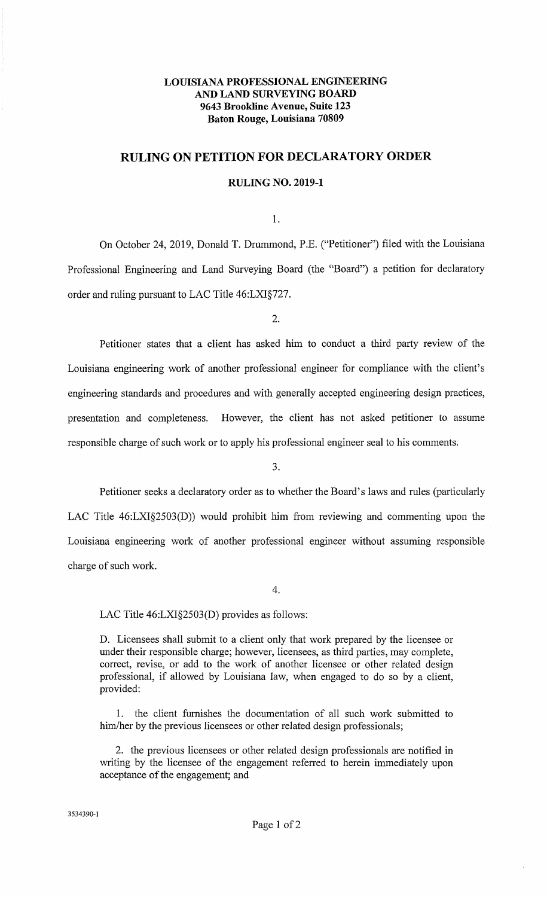**LOUISIANA PROFESSIONAL ENGINEERING AND LAND SURVEYING BOARD**
**9643 Brookline Avenue, Suite 123**
**Baton Rouge, Louisiana 70809**

# RULING ON PETITION FOR DECLARATORY ORDER

## RULING NO. 2019-1

1.

On October 24, 2019, Donald T. Drummond, P.E. ("Petitioner") filed with the Louisiana Professional Engineering and Land Surveying Board (the "Board") a petition for declaratory order and ruling pursuant to LAC Title 46:LXI§727.

2.

Petitioner states that a client has asked him to conduct a third party review of the Louisiana engineering work of another professional engineer for compliance with the client's engineering standards and procedures and with generally accepted engineering design practices, presentation and completeness. However, the client has not asked petitioner to assume responsible charge of such work or to apply his professional engineer seal to his comments.

3.

Petitioner seeks a declaratory order as to whether the Board's laws and rules (particularly LAC Title 46:LXI§2503(D)) would prohibit him from reviewing and commenting upon the Louisiana engineering work of another professional engineer without assuming responsible charge of such work.

4.

LAC Title 46:LXI§2503(D) provides as follows:

> D. Licensees shall submit to a client only that work prepared by the licensee or under their responsible charge; however, licensees, as third parties, may complete, correct, revise, or add to the work of another licensee or other related design professional, if allowed by Louisiana law, when engaged to do so by a client, provided:
>
> 1. the client furnishes the documentation of all such work submitted to him/her by the previous licensees or other related design professionals;
>
> 2. the previous licensees or other related design professionals are notified in writing by the licensee of the engagement referred to herein immediately upon acceptance of the engagement; and

3534390-1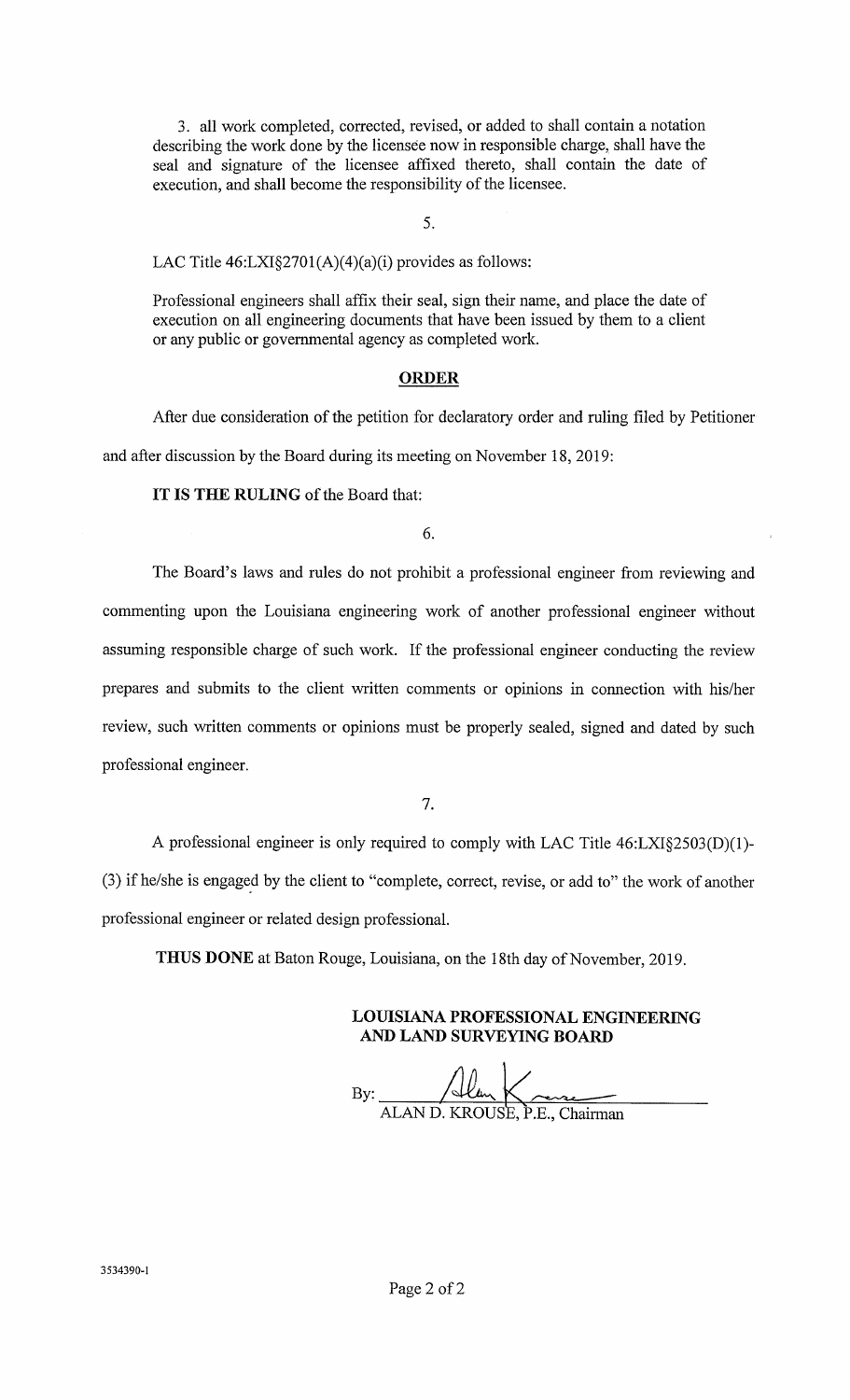3. all work completed, corrected, revised, or added to shall contain a notation describing the work done by the licensee now in responsible charge, shall have the seal and signature of the licensee affixed thereto, shall contain the date of execution, and shall become the responsibility of the licensee.

5.

LAC Title 46:LXI§2701(A)(4)(a)(i) provides as follows:

Professional engineers shall affix their seal, sign their name, and place the date of execution on all engineering documents that have been issued by them to a client or any public or governmental agency as completed work.

## ORDER

After due consideration of the petition for declaratory order and ruling filed by Petitioner and after discussion by the Board during its meeting on November 18, 2019:

**IT IS THE RULING** of the Board that:

6.

The Board's laws and rules do not prohibit a professional engineer from reviewing and commenting upon the Louisiana engineering work of another professional engineer without assuming responsible charge of such work. If the professional engineer conducting the review prepares and submits to the client written comments or opinions in connection with his/her review, such written comments or opinions must be properly sealed, signed and dated by such professional engineer.

7.

A professional engineer is only required to comply with LAC Title 46:LXI§2503(D)(1)-(3) if he/she is engaged by the client to "complete, correct, revise, or add to" the work of another professional engineer or related design professional.

**THUS DONE** at Baton Rouge, Louisiana, on the 18th day of November, 2019.

**LOUISIANA PROFESSIONAL ENGINEERING AND LAND SURVEYING BOARD**

By: ______________________________
ALAN D. KROUSE, P.E., Chairman

3534390-1